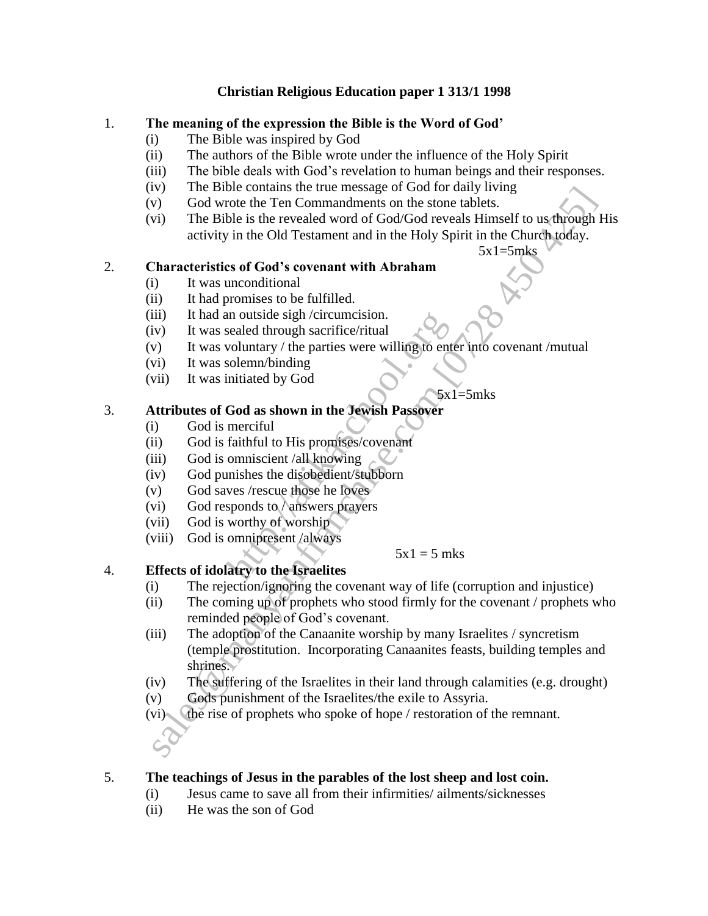# Christian Religious Education paper 1 313/1 1998

1. **The meaning of the expression the Bible is the Word of God'**
   - (i) The Bible was inspired by God
   - (ii) The authors of the Bible wrote under the influence of the Holy Spirit
   - (iii) The bible deals with God's revelation to human beings and their responses.
   - (iv) The Bible contains the true message of God for daily living
   - (v) God wrote the Ten Commandments on the stone tablets.
   - (vi) The Bible is the revealed word of God/God reveals Himself to us through His activity in the Old Testament and in the Holy Spirit in the Church today.

   5x1=5mks

2. **Characteristics of God's covenant with Abraham**
   - (i) It was unconditional
   - (ii) It had promises to be fulfilled.
   - (iii) It had an outside sigh /circumcision.
   - (iv) It was sealed through sacrifice/ritual
   - (v) It was voluntary / the parties were willing to enter into covenant /mutual
   - (vi) It was solemn/binding
   - (vii) It was initiated by God

   5x1=5mks

3. **Attributes of God as shown in the Jewish Passover**
   - (i) God is merciful
   - (ii) God is faithful to His promises/covenant
   - (iii) God is omniscient /all knowing
   - (iv) God punishes the disobedient/stubborn
   - (v) God saves /rescue those he loves
   - (vi) God responds to / answers prayers
   - (vii) God is worthy of worship
   - (viii) God is omnipresent /always

   5x1 = 5 mks

4. **Effects of idolatry to the Israelites**
   - (i) The rejection/ignoring the covenant way of life (corruption and injustice)
   - (ii) The coming up of prophets who stood firmly for the covenant / prophets who reminded people of God's covenant.
   - (iii) The adoption of the Canaanite worship by many Israelites / syncretism (temple prostitution. Incorporating Canaanites feasts, building temples and shrines.
   - (iv) The suffering of the Israelites in their land through calamities (e.g. drought)
   - (v) Gods punishment of the Israelites/the exile to Assyria.
   - (vi) the rise of prophets who spoke of hope / restoration of the remnant.

5. **The teachings of Jesus in the parables of the lost sheep and lost coin.**
   - (i) Jesus came to save all from their infirmities/ ailments/sicknesses
   - (ii) He was the son of God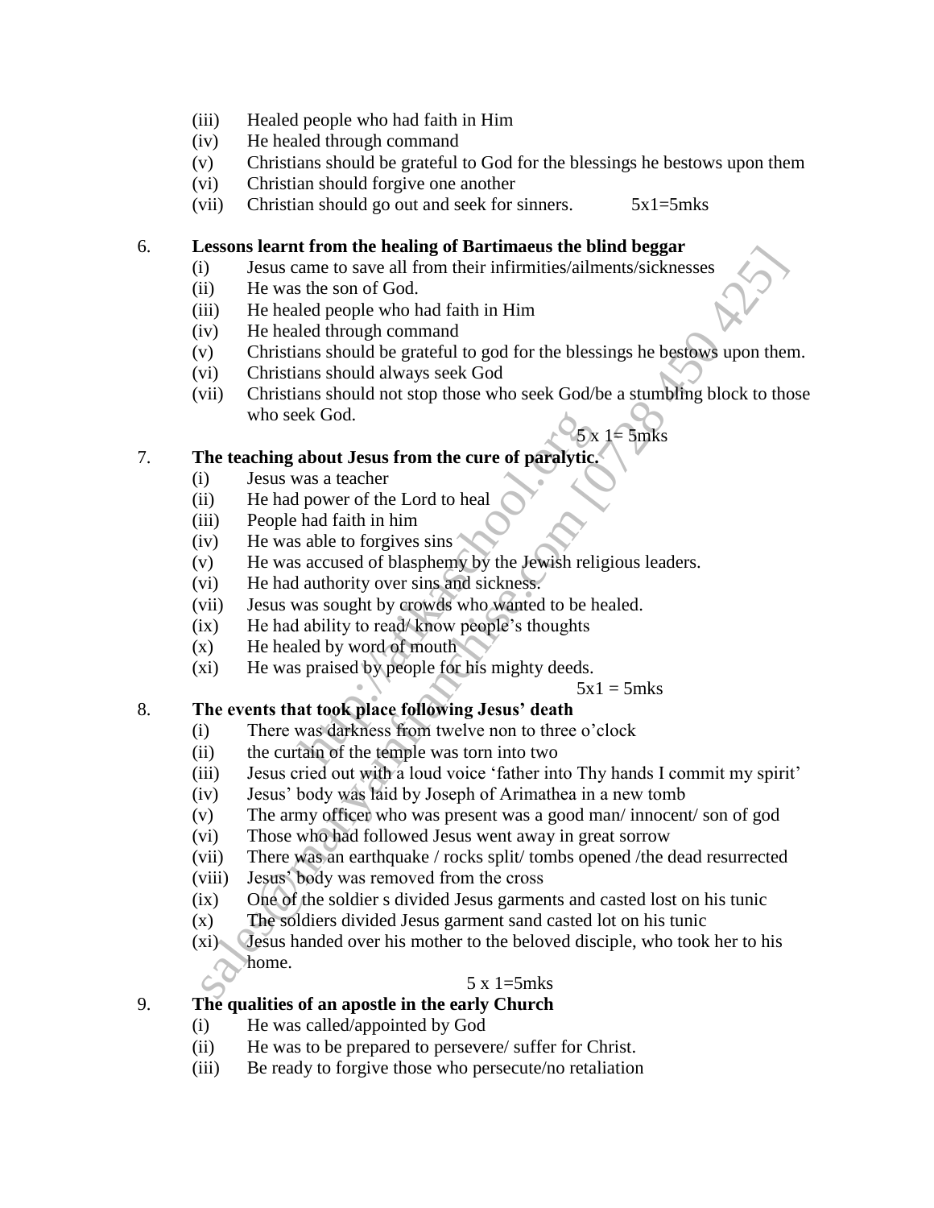(iii) Healed people who had faith in Him
(iv) He healed through command
(v) Christians should be grateful to God for the blessings he bestows upon them
(vi) Christian should forgive one another
(vii) Christian should go out and seek for sinners. 5x1=5mks

6. **Lessons learnt from the healing of Bartimaeus the blind beggar**
   (i) Jesus came to save all from their infirmities/ailments/sicknesses
   (ii) He was the son of God.
   (iii) He healed people who had faith in Him
   (iv) He healed through command
   (v) Christians should be grateful to god for the blessings he bestows upon them.
   (vi) Christians should always seek God
   (vii) Christians should not stop those who seek God/be a stumbling block to those who seek God.
   5 x 1= 5mks

7. **The teaching about Jesus from the cure of paralytic.**
   (i) Jesus was a teacher
   (ii) He had power of the Lord to heal
   (iii) People had faith in him
   (iv) He was able to forgives sins
   (v) He was accused of blasphemy by the Jewish religious leaders.
   (vi) He had authority over sins and sickness.
   (vii) Jesus was sought by crowds who wanted to be healed.
   (ix) He had ability to read/ know people's thoughts
   (x) He healed by word of mouth
   (xi) He was praised by people for his mighty deeds.
   5x1 = 5mks

8. **The events that took place following Jesus' death**
   (i) There was darkness from twelve non to three o'clock
   (ii) the curtain of the temple was torn into two
   (iii) Jesus cried out with a loud voice 'father into Thy hands I commit my spirit'
   (iv) Jesus' body was laid by Joseph of Arimathea in a new tomb
   (v) The army officer who was present was a good man/ innocent/ son of god
   (vi) Those who had followed Jesus went away in great sorrow
   (vii) There was an earthquake / rocks split/ tombs opened /the dead resurrected
   (viii) Jesus' body was removed from the cross
   (ix) One of the soldier s divided Jesus garments and casted lost on his tunic
   (x) The soldiers divided Jesus garment sand casted lot on his tunic
   (xi) Jesus handed over his mother to the beloved disciple, who took her to his home.
   5 x 1=5mks

9. **The qualities of an apostle in the early Church**
   (i) He was called/appointed by God
   (ii) He was to be prepared to persevere/ suffer for Christ.
   (iii) Be ready to forgive those who persecute/no retaliation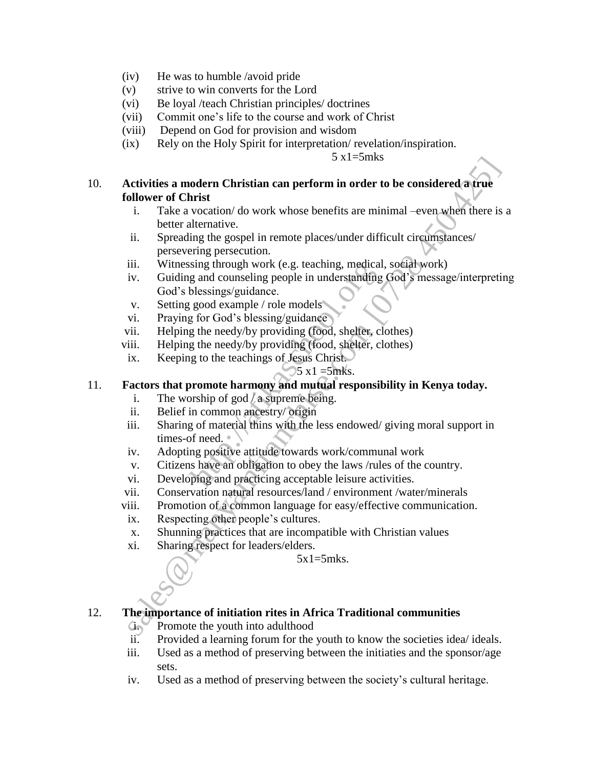(iv) He was to humble /avoid pride
(v) strive to win converts for the Lord
(vi) Be loyal /teach Christian principles/ doctrines
(vii) Commit one's life to the course and work of Christ
(viii) Depend on God for provision and wisdom
(ix) Rely on the Holy Spirit for interpretation/ revelation/inspiration.

5 x1=5mks

10. **Activities a modern Christian can perform in order to be considered a true follower of Christ**

   i. Take a vocation/ do work whose benefits are minimal –even when there is a better alternative.
   ii. Spreading the gospel in remote places/under difficult circumstances/ persevering persecution.
   iii. Witnessing through work (e.g. teaching, medical, social work)
   iv. Guiding and counseling people in understanding God's message/interpreting God's blessings/guidance.
   v. Setting good example / role models
   vi. Praying for God's blessing/guidance
   vii. Helping the needy/by providing (food, shelter, clothes)
   viii. Helping the needy/by providing (food, shelter, clothes)
   ix. Keeping to the teachings of Jesus Christ.

5 x1 =5mks.

11. **Factors that promote harmony and mutual responsibility in Kenya today.**

   i. The worship of god / a supreme being.
   ii. Belief in common ancestry/ origin
   iii. Sharing of material thins with the less endowed/ giving moral support in times-of need.
   iv. Adopting positive attitude towards work/communal work
   v. Citizens have an obligation to obey the laws /rules of the country.
   vi. Developing and practicing acceptable leisure activities.
   vii. Conservation natural resources/land / environment /water/minerals
   viii. Promotion of a common language for easy/effective communication.
   ix. Respecting other people's cultures.
   x. Shunning practices that are incompatible with Christian values
   xi. Sharing respect for leaders/elders.

5x1=5mks.

12. **The importance of initiation rites in Africa Traditional communities**

   i. Promote the youth into adulthood
   ii. Provided a learning forum for the youth to know the societies idea/ ideals.
   iii. Used as a method of preserving between the initiaties and the sponsor/age sets.
   iv. Used as a method of preserving between the society's cultural heritage.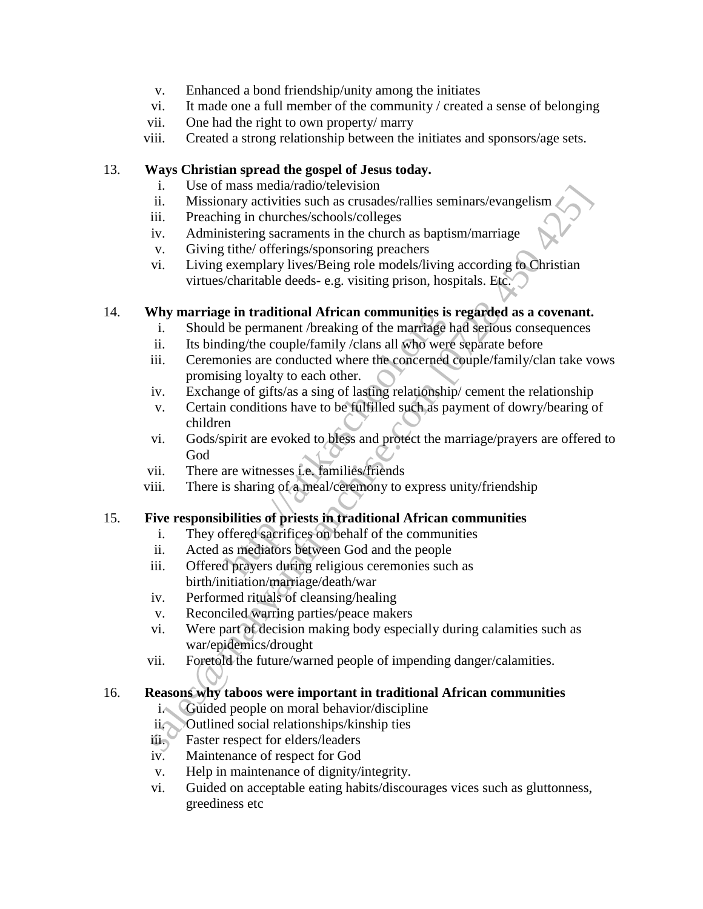v. Enhanced a bond friendship/unity among the initiates
vi. It made one a full member of the community / created a sense of belonging
vii. One had the right to own property/ marry
viii. Created a strong relationship between the initiates and sponsors/age sets.

13. **Ways Christian spread the gospel of Jesus today.**
   i. Use of mass media/radio/television
   ii. Missionary activities such as crusades/rallies seminars/evangelism
   iii. Preaching in churches/schools/colleges
   iv. Administering sacraments in the church as baptism/marriage
   v. Giving tithe/ offerings/sponsoring preachers
   vi. Living exemplary lives/Being role models/living according to Christian virtues/charitable deeds- e.g. visiting prison, hospitals. Etc.

14. **Why marriage in traditional African communities is regarded as a covenant.**
   i. Should be permanent /breaking of the marriage had serious consequences
   ii. Its binding/the couple/family /clans all who were separate before
   iii. Ceremonies are conducted where the concerned couple/family/clan take vows promising loyalty to each other.
   iv. Exchange of gifts/as a sing of lasting relationship/ cement the relationship
   v. Certain conditions have to be fulfilled such as payment of dowry/bearing of children
   vi. Gods/spirit are evoked to bless and protect the marriage/prayers are offered to God
   vii. There are witnesses i.e. families/friends
   viii. There is sharing of a meal/ceremony to express unity/friendship

15. **Five responsibilities of priests in traditional African communities**
   i. They offered sacrifices on behalf of the communities
   ii. Acted as mediators between God and the people
   iii. Offered prayers during religious ceremonies such as birth/initiation/marriage/death/war
   iv. Performed rituals of cleansing/healing
   v. Reconciled warring parties/peace makers
   vi. Were part of decision making body especially during calamities such as war/epidemics/drought
   vii. Foretold the future/warned people of impending danger/calamities.

16. **Reasons why taboos were important in traditional African communities**
   i. Guided people on moral behavior/discipline
   ii. Outlined social relationships/kinship ties
   iii. Faster respect for elders/leaders
   iv. Maintenance of respect for God
   v. Help in maintenance of dignity/integrity.
   vi. Guided on acceptable eating habits/discourages vices such as gluttonness, greediness etc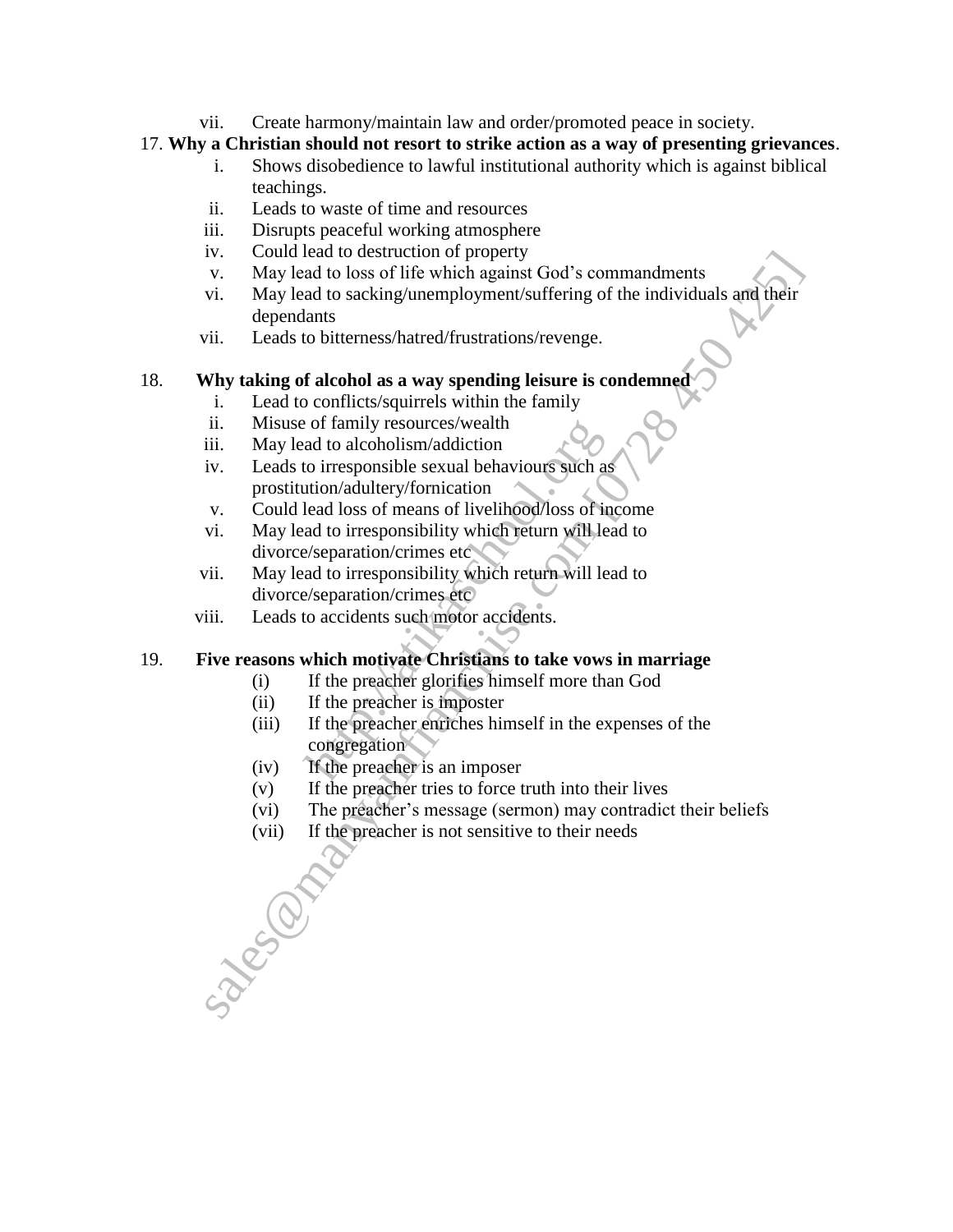vii. Create harmony/maintain law and order/promoted peace in society.

17. **Why a Christian should not resort to strike action as a way of presenting grievances**.

i. Shows disobedience to lawful institutional authority which is against biblical teachings.
ii. Leads to waste of time and resources
iii. Disrupts peaceful working atmosphere
iv. Could lead to destruction of property
v. May lead to loss of life which against God's commandments
vi. May lead to sacking/unemployment/suffering of the individuals and their dependants
vii. Leads to bitterness/hatred/frustrations/revenge.

18. **Why taking of alcohol as a way spending leisure is condemned**

i. Lead to conflicts/squirrels within the family
ii. Misuse of family resources/wealth
iii. May lead to alcoholism/addiction
iv. Leads to irresponsible sexual behaviours such as prostitution/adultery/fornication
v. Could lead loss of means of livelihood/loss of income
vi. May lead to irresponsibility which return will lead to divorce/separation/crimes etc
vii. May lead to irresponsibility which return will lead to divorce/separation/crimes etc
viii. Leads to accidents such motor accidents.

19. **Five reasons which motivate Christians to take vows in marriage**

(i) If the preacher glorifies himself more than God
(ii) If the preacher is imposter
(iii) If the preacher enriches himself in the expenses of the congregation
(iv) If the preacher is an imposer
(v) If the preacher tries to force truth into their lives
(vi) The preacher's message (sermon) may contradict their beliefs
(vii) If the preacher is not sensitive to their needs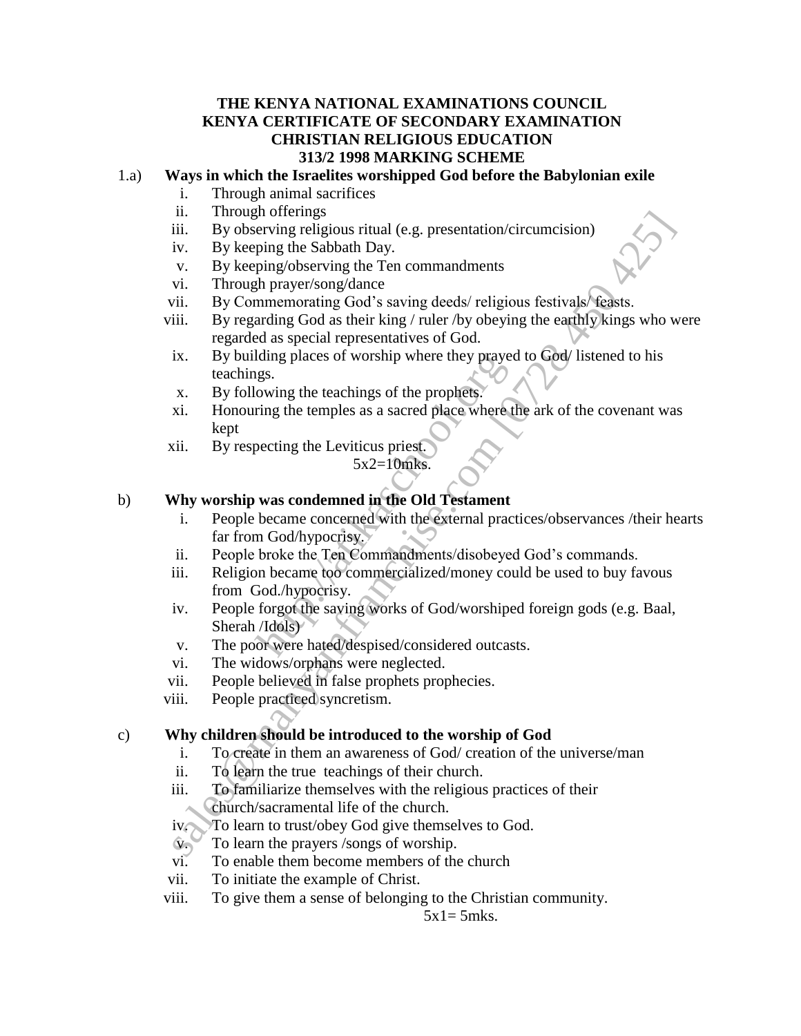**THE KENYA NATIONAL EXAMINATIONS COUNCIL**
**KENYA CERTIFICATE OF SECONDARY EXAMINATION**
**CHRISTIAN RELIGIOUS EDUCATION**
**313/2 1998 MARKING SCHEME**

1.a) **Ways in which the Israelites worshipped God before the Babylonian exile**

i. Through animal sacrifices
ii. Through offerings
iii. By observing religious ritual (e.g. presentation/circumcision)
iv. By keeping the Sabbath Day.
v. By keeping/observing the Ten commandments
vi. Through prayer/song/dance
vii. By Commemorating God's saving deeds/ religious festivals/ feasts.
viii. By regarding God as their king / ruler /by obeying the earthly kings who were regarded as special representatives of God.
ix. By building places of worship where they prayed to God/ listened to his teachings.
x. By following the teachings of the prophets.
xi. Honouring the temples as a sacred place where the ark of the covenant was kept
xii. By respecting the Leviticus priest.

5x2=10mks.

b) **Why worship was condemned in the Old Testament**

i. People became concerned with the external practices/observances /their hearts far from God/hypocrisy.
ii. People broke the Ten Commandments/disobeyed God's commands.
iii. Religion became too commercialized/money could be used to buy favous from God./hypocrisy.
iv. People forgot the saving works of God/worshiped foreign gods (e.g. Baal, Sherah /Idols)
v. The poor were hated/despised/considered outcasts.
vi. The widows/orphans were neglected.
vii. People believed in false prophets prophecies.
viii. People practiced syncretism.

c) **Why children should be introduced to the worship of God**

i. To create in them an awareness of God/ creation of the universe/man
ii. To learn the true teachings of their church.
iii. To familiarize themselves with the religious practices of their church/sacramental life of the church.
iv. To learn to trust/obey God give themselves to God.
v. To learn the prayers /songs of worship.
vi. To enable them become members of the church
vii. To initiate the example of Christ.
viii. To give them a sense of belonging to the Christian community.

5x1= 5mks.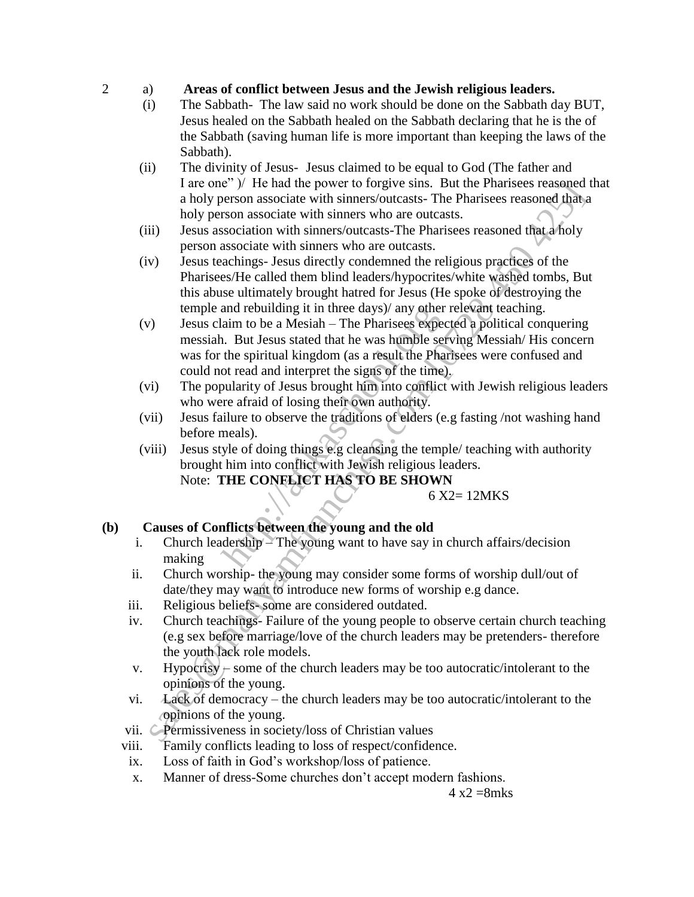2 a) **Areas of conflict between Jesus and the Jewish religious leaders.**

(i) The Sabbath- The law said no work should be done on the Sabbath day BUT, Jesus healed on the Sabbath healed on the Sabbath declaring that he is the of the Sabbath (saving human life is more important than keeping the laws of the Sabbath).

(ii) The divinity of Jesus- Jesus claimed to be equal to God (The father and I are one" )/ He had the power to forgive sins. But the Pharisees reasoned that a holy person associate with sinners/outcasts- The Pharisees reasoned that a holy person associate with sinners who are outcasts.

(iii) Jesus association with sinners/outcasts-The Pharisees reasoned that a holy person associate with sinners who are outcasts.

(iv) Jesus teachings- Jesus directly condemned the religious practices of the Pharisees/He called them blind leaders/hypocrites/white washed tombs, But this abuse ultimately brought hatred for Jesus (He spoke of destroying the temple and rebuilding it in three days)/ any other relevant teaching.

(v) Jesus claim to be a Mesiah – The Pharisees expected a political conquering messiah. But Jesus stated that he was humble serving Messiah/ His concern was for the spiritual kingdom (as a result the Pharisees were confused and could not read and interpret the signs of the time).

(vi) The popularity of Jesus brought him into conflict with Jewish religious leaders who were afraid of losing their own authority.

(vii) Jesus failure to observe the traditions of elders (e.g fasting /not washing hand before meals).

(viii) Jesus style of doing things e.g cleansing the temple/ teaching with authority brought him into conflict with Jewish religious leaders.

Note: **THE CONFLICT HAS TO BE SHOWN**

6 X2= 12MKS

**(b) Causes of Conflicts between the young and the old**

i. Church leadership – The young want to have say in church affairs/decision making

ii. Church worship- the young may consider some forms of worship dull/out of date/they may want to introduce new forms of worship e.g dance.

iii. Religious beliefs- some are considered outdated.

iv. Church teachings- Failure of the young people to observe certain church teaching (e.g sex before marriage/love of the church leaders may be pretenders- therefore the youth lack role models.

v. Hypocrisy – some of the church leaders may be too autocratic/intolerant to the opinions of the young.

vi. Lack of democracy – the church leaders may be too autocratic/intolerant to the opinions of the young.

vii. Permissiveness in society/loss of Christian values

viii. Family conflicts leading to loss of respect/confidence.

ix. Loss of faith in God's workshop/loss of patience.

x. Manner of dress-Some churches don't accept modern fashions.

4 x2 =8mks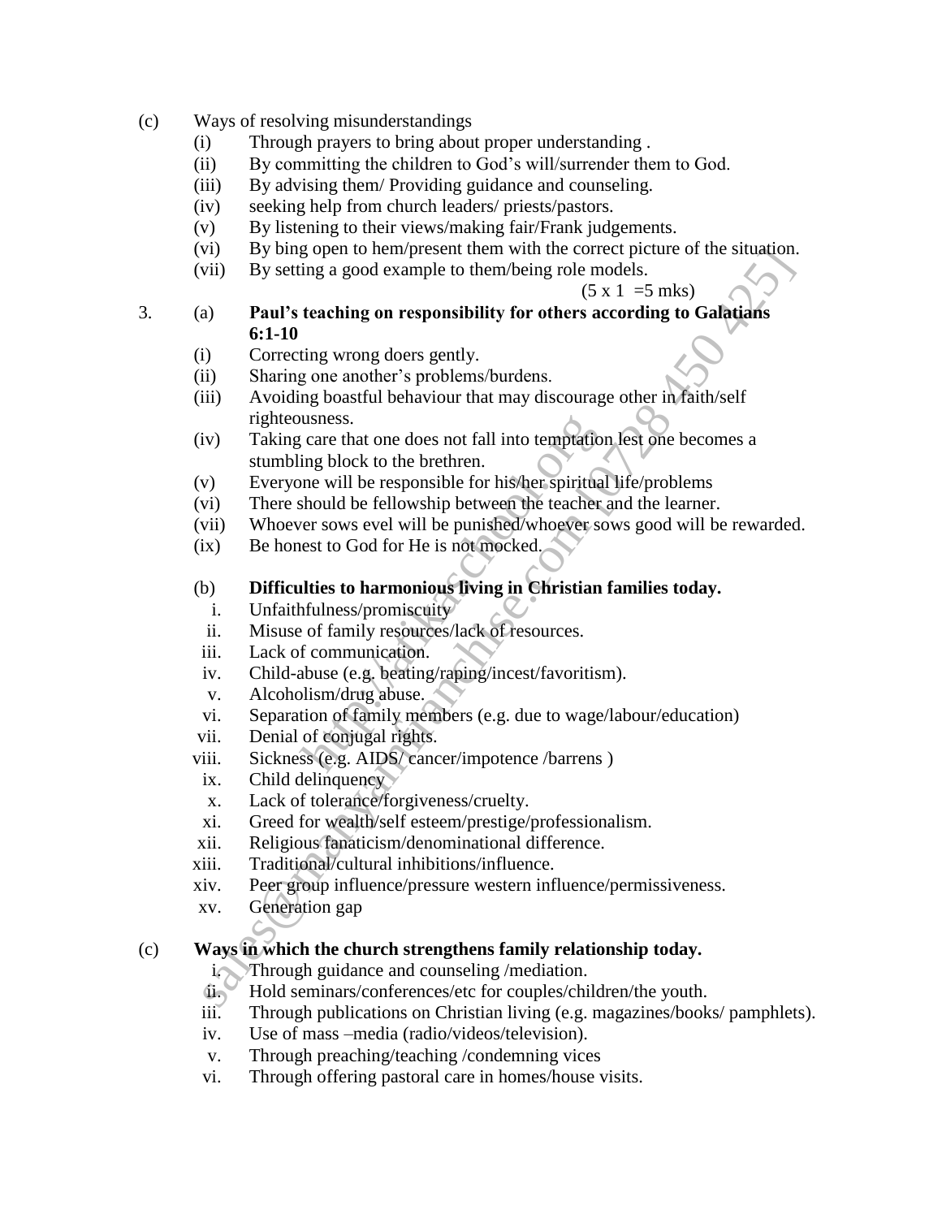(c) Ways of resolving misunderstandings

- (i) Through prayers to bring about proper understanding .
- (ii) By committing the children to God's will/surrender them to God.
- (iii) By advising them/ Providing guidance and counseling.
- (iv) seeking help from church leaders/ priests/pastors.
- (v) By listening to their views/making fair/Frank judgements.
- (vi) By bing open to hem/present them with the correct picture of the situation.
- (vii) By setting a good example to them/being role models.

(5 x 1 =5 mks)

3. (a) **Paul's teaching on responsibility for others according to Galatians 6:1-10**

- (i) Correcting wrong doers gently.
- (ii) Sharing one another's problems/burdens.
- (iii) Avoiding boastful behaviour that may discourage other in faith/self righteousness.
- (iv) Taking care that one does not fall into temptation lest one becomes a stumbling block to the brethren.
- (v) Everyone will be responsible for his/her spiritual life/problems
- (vi) There should be fellowship between the teacher and the learner.
- (vii) Whoever sows evel will be punished/whoever sows good will be rewarded.
- (ix) Be honest to God for He is not mocked.

(b) **Difficulties to harmonious living in Christian families today.**

- i. Unfaithfulness/promiscuity
- ii. Misuse of family resources/lack of resources.
- iii. Lack of communication.
- iv. Child-abuse (e.g. beating/raping/incest/favoritism).
- v. Alcoholism/drug abuse.
- vi. Separation of family members (e.g. due to wage/labour/education)
- vii. Denial of conjugal rights.
- viii. Sickness (e.g. AIDS/ cancer/impotence /barrens )
- ix. Child delinquency
- x. Lack of tolerance/forgiveness/cruelty.
- xi. Greed for wealth/self esteem/prestige/professionalism.
- xii. Religious fanaticism/denominational difference.
- xiii. Traditional/cultural inhibitions/influence.
- xiv. Peer group influence/pressure western influence/permissiveness.
- xv. Generation gap

(c) **Ways in which the church strengthens family relationship today.**

- i. Through guidance and counseling /mediation.
- ii. Hold seminars/conferences/etc for couples/children/the youth.
- iii. Through publications on Christian living (e.g. magazines/books/ pamphlets).
- iv. Use of mass –media (radio/videos/television).
- v. Through preaching/teaching /condemning vices
- vi. Through offering pastoral care in homes/house visits.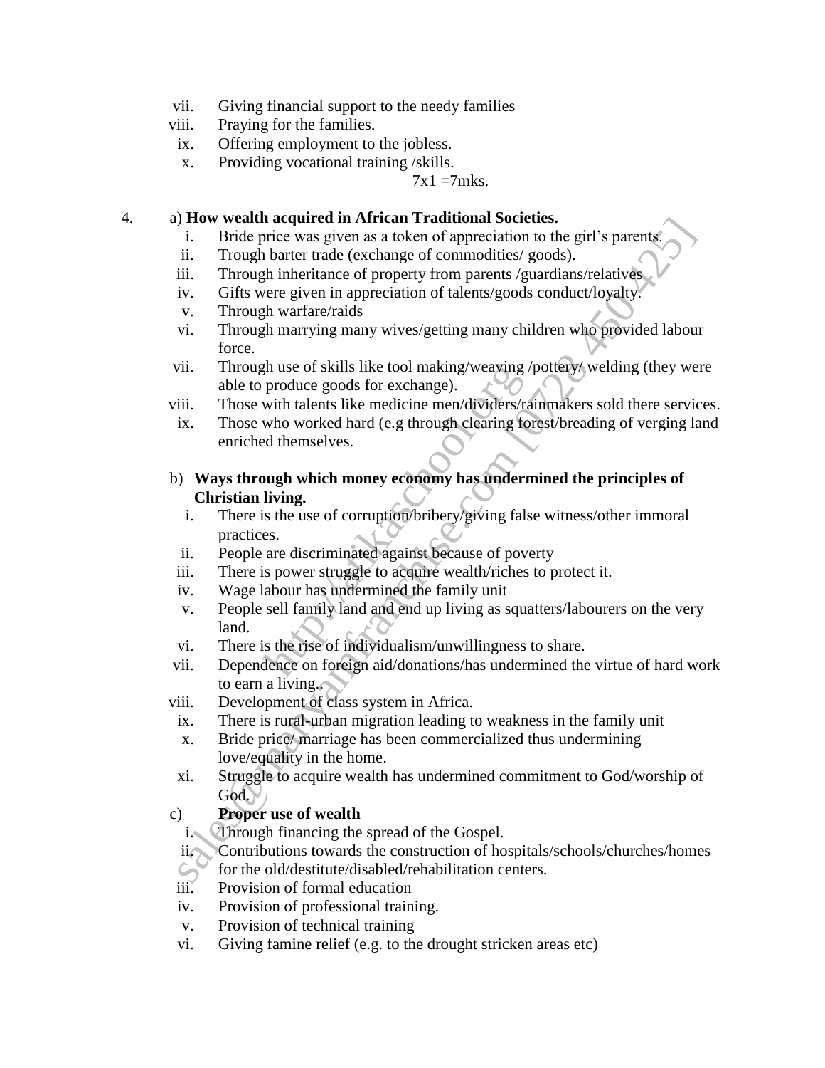vii. Giving financial support to the needy families
viii. Praying for the families.
ix. Offering employment to the jobless.
x. Providing vocational training /skills.

7x1 =7mks.

4. a) **How wealth acquired in African Traditional Societies.**

i. Bride price was given as a token of appreciation to the girl's parents.
ii. Trough barter trade (exchange of commodities/ goods).
iii. Through inheritance of property from parents /guardians/relatives
iv. Gifts were given in appreciation of talents/goods conduct/loyalty.
v. Through warfare/raids
vi. Through marrying many wives/getting many children who provided labour force.
vii. Through use of skills like tool making/weaving /pottery/ welding (they were able to produce goods for exchange).
viii. Those with talents like medicine men/dividers/rainmakers sold there services.
ix. Those who worked hard (e.g through clearing forest/breading of verging land enriched themselves.

b) **Ways through which money economy has undermined the principles of Christian living.**

i. There is the use of corruption/bribery/giving false witness/other immoral practices.
ii. People are discriminated against because of poverty
iii. There is power struggle to acquire wealth/riches to protect it.
iv. Wage labour has undermined the family unit
v. People sell family land and end up living as squatters/labourers on the very land.
vi. There is the rise of individualism/unwillingness to share.
vii. Dependence on foreign aid/donations/has undermined the virtue of hard work to earn a living..
viii. Development of class system in Africa.
ix. There is rural-urban migration leading to weakness in the family unit
x. Bride price/ marriage has been commercialized thus undermining love/equality in the home.
xi. Struggle to acquire wealth has undermined commitment to God/worship of God.

c) **Proper use of wealth**

i. Through financing the spread of the Gospel.
ii. Contributions towards the construction of hospitals/schools/churches/homes for the old/destitute/disabled/rehabilitation centers.
iii. Provision of formal education
iv. Provision of professional training.
v. Provision of technical training
vi. Giving famine relief (e.g. to the drought stricken areas etc)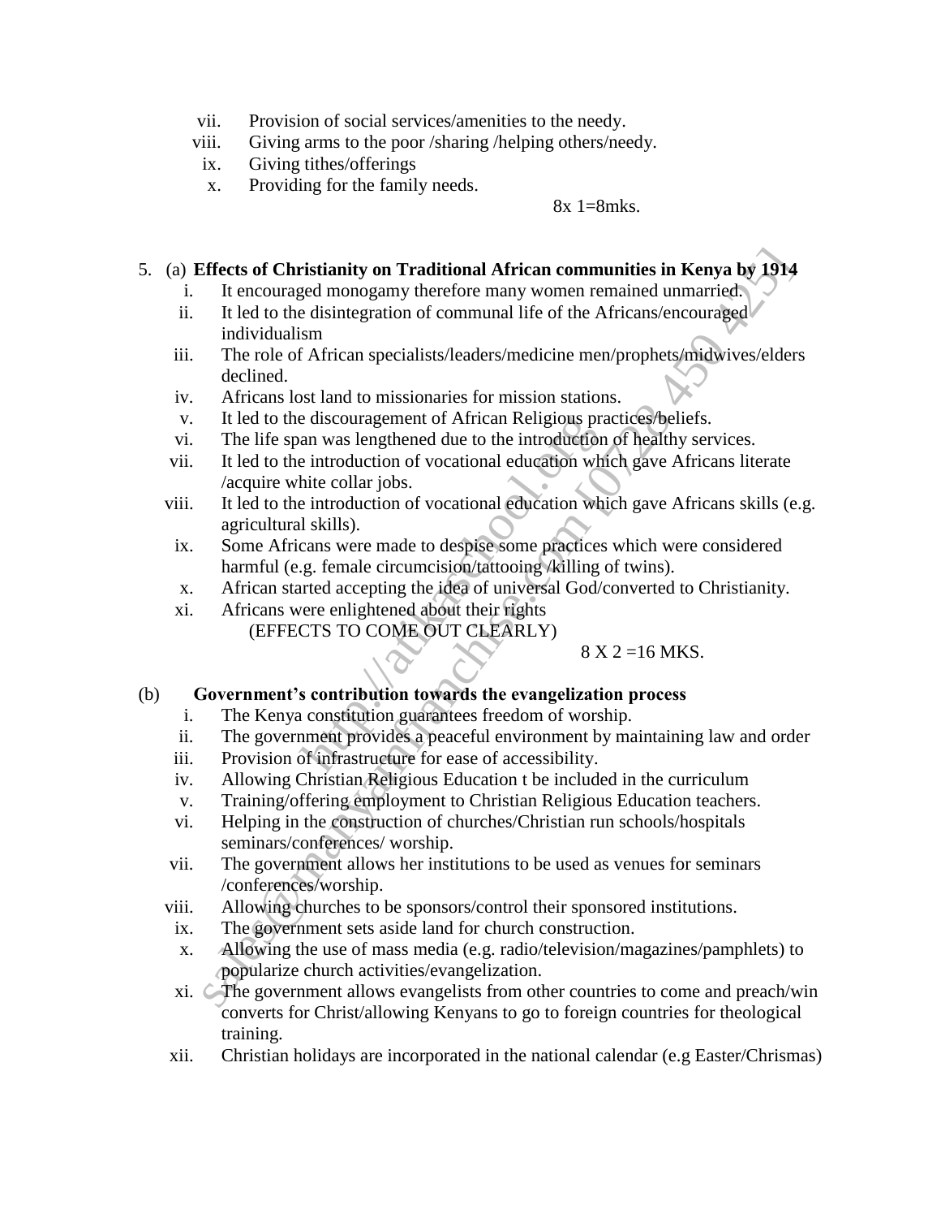vii. Provision of social services/amenities to the needy.
viii. Giving arms to the poor /sharing /helping others/needy.
ix. Giving tithes/offerings
x. Providing for the family needs.

8x 1=8mks.

5. (a) **Effects of Christianity on Traditional African communities in Kenya by 1914**

i. It encouraged monogamy therefore many women remained unmarried.
ii. It led to the disintegration of communal life of the Africans/encouraged individualism
iii. The role of African specialists/leaders/medicine men/prophets/midwives/elders declined.
iv. Africans lost land to missionaries for mission stations.
v. It led to the discouragement of African Religious practices/beliefs.
vi. The life span was lengthened due to the introduction of healthy services.
vii. It led to the introduction of vocational education which gave Africans literate /acquire white collar jobs.
viii. It led to the introduction of vocational education which gave Africans skills (e.g. agricultural skills).
ix. Some Africans were made to despise some practices which were considered harmful (e.g. female circumcision/tattooing /killing of twins).
x. African started accepting the idea of universal God/converted to Christianity.
xi. Africans were enlightened about their rights

(EFFECTS TO COME OUT CLEARLY)

8 X 2 =16 MKS.

(b) **Government's contribution towards the evangelization process**

i. The Kenya constitution guarantees freedom of worship.
ii. The government provides a peaceful environment by maintaining law and order
iii. Provision of infrastructure for ease of accessibility.
iv. Allowing Christian Religious Education t be included in the curriculum
v. Training/offering employment to Christian Religious Education teachers.
vi. Helping in the construction of churches/Christian run schools/hospitals seminars/conferences/ worship.
vii. The government allows her institutions to be used as venues for seminars /conferences/worship.
viii. Allowing churches to be sponsors/control their sponsored institutions.
ix. The government sets aside land for church construction.
x. Allowing the use of mass media (e.g. radio/television/magazines/pamphlets) to popularize church activities/evangelization.
xi. The government allows evangelists from other countries to come and preach/win converts for Christ/allowing Kenyans to go to foreign countries for theological training.
xii. Christian holidays are incorporated in the national calendar (e.g Easter/Chrismas)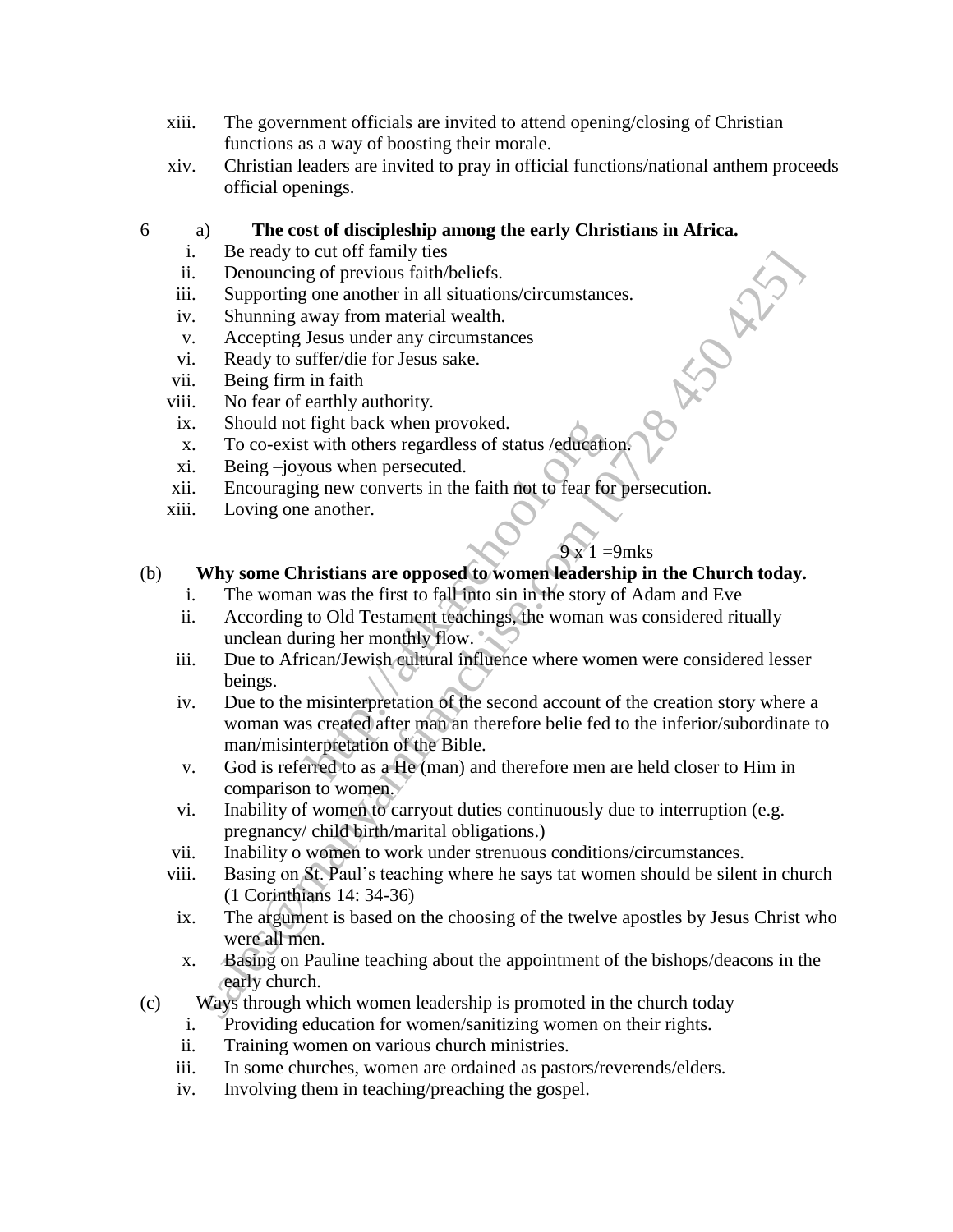xiii. The government officials are invited to attend opening/closing of Christian functions as a way of boosting their morale.
xiv. Christian leaders are invited to pray in official functions/national anthem proceeds official openings.

6 a) **The cost of discipleship among the early Christians in Africa.**

i. Be ready to cut off family ties
ii. Denouncing of previous faith/beliefs.
iii. Supporting one another in all situations/circumstances.
iv. Shunning away from material wealth.
v. Accepting Jesus under any circumstances
vi. Ready to suffer/die for Jesus sake.
vii. Being firm in faith
viii. No fear of earthly authority.
ix. Should not fight back when provoked.
x. To co-exist with others regardless of status /education.
xi. Being –joyous when persecuted.
xii. Encouraging new converts in the faith not to fear for persecution.
xiii. Loving one another.

9 x 1 =9mks

(b) **Why some Christians are opposed to women leadership in the Church today.**

i. The woman was the first to fall into sin in the story of Adam and Eve
ii. According to Old Testament teachings, the woman was considered ritually unclean during her monthly flow.
iii. Due to African/Jewish cultural influence where women were considered lesser beings.
iv. Due to the misinterpretation of the second account of the creation story where a woman was created after man an therefore belie fed to the inferior/subordinate to man/misinterpretation of the Bible.
v. God is referred to as a He (man) and therefore men are held closer to Him in comparison to women.
vi. Inability of women to carryout duties continuously due to interruption (e.g. pregnancy/ child birth/marital obligations.)
vii. Inability o women to work under strenuous conditions/circumstances.
viii. Basing on St. Paul's teaching where he says tat women should be silent in church (1 Corinthians 14: 34-36)
ix. The argument is based on the choosing of the twelve apostles by Jesus Christ who were all men.
x. Basing on Pauline teaching about the appointment of the bishops/deacons in the early church.

(c) Ways through which women leadership is promoted in the church today

i. Providing education for women/sanitizing women on their rights.
ii. Training women on various church ministries.
iii. In some churches, women are ordained as pastors/reverends/elders.
iv. Involving them in teaching/preaching the gospel.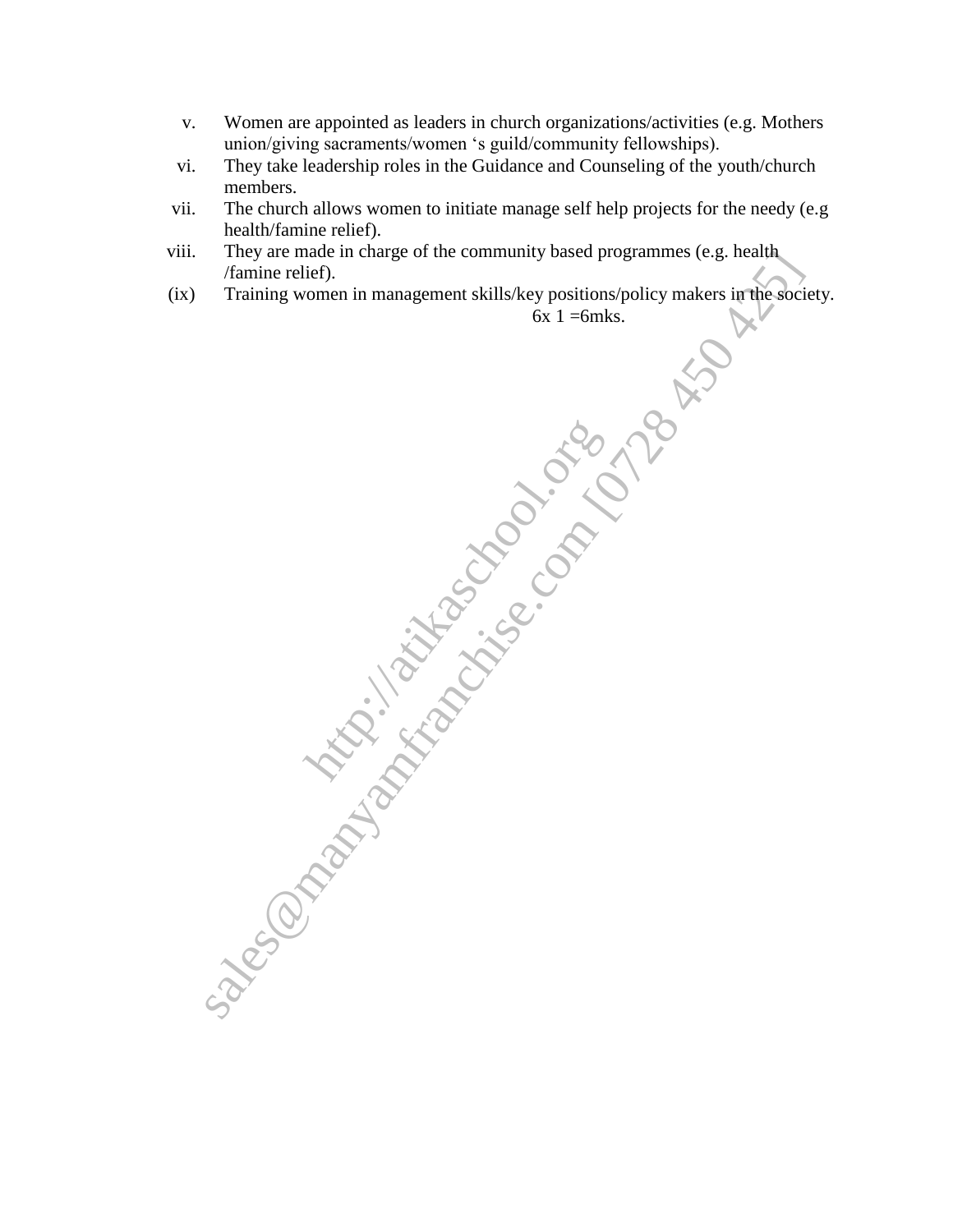v. Women are appointed as leaders in church organizations/activities (e.g. Mothers union/giving sacraments/women 's guild/community fellowships).

vi. They take leadership roles in the Guidance and Counseling of the youth/church members.

vii. The church allows women to initiate manage self help projects for the needy (e.g health/famine relief).

viii. They are made in charge of the community based programmes (e.g. health /famine relief).

(ix) Training women in management skills/key positions/policy makers in the society.

6x 1 =6mks.